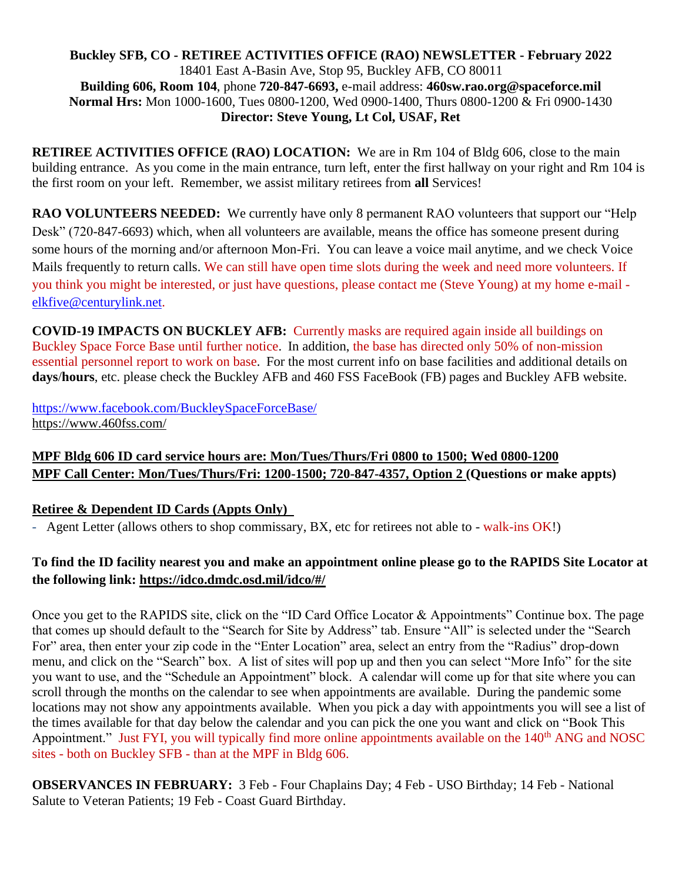**Buckley SFB, CO - RETIREE ACTIVITIES OFFICE (RAO) NEWSLETTER - February 2022**
18401 East A-Basin Ave, Stop 95, Buckley AFB, CO 80011
**Building 606, Room 104**, phone **720-847-6693,** e-mail address: **460sw.rao.org@spaceforce.mil**
**Normal Hrs:** Mon 1000-1600, Tues 0800-1200, Wed 0900-1400, Thurs 0800-1200 & Fri 0900-1430
**Director: Steve Young, Lt Col, USAF, Ret**

**RETIREE ACTIVITIES OFFICE (RAO) LOCATION:** We are in Rm 104 of Bldg 606, close to the main building entrance. As you come in the main entrance, turn left, enter the first hallway on your right and Rm 104 is the first room on your left. Remember, we assist military retirees from **all** Services!

**RAO VOLUNTEERS NEEDED:** We currently have only 8 permanent RAO volunteers that support our "Help Desk" (720-847-6693) which, when all volunteers are available, means the office has someone present during some hours of the morning and/or afternoon Mon-Fri. You can leave a voice mail anytime, and we check Voice Mails frequently to return calls. We can still have open time slots during the week and need more volunteers. If you think you might be interested, or just have questions, please contact me (Steve Young) at my home e-mail - elkfive@centurylink.net.

**COVID-19 IMPACTS ON BUCKLEY AFB:** Currently masks are required again inside all buildings on Buckley Space Force Base until further notice. In addition, the base has directed only 50% of non-mission essential personnel report to work on base. For the most current info on base facilities and additional details on **days/hours**, etc. please check the Buckley AFB and 460 FSS FaceBook (FB) pages and Buckley AFB website.

https://www.facebook.com/BuckleySpaceForceBase/
https://www.460fss.com/

**MPF Bldg 606 ID card service hours are: Mon/Tues/Thurs/Fri 0800 to 1500; Wed 0800-1200**
**MPF Call Center: Mon/Tues/Thurs/Fri: 1200-1500; 720-847-4357, Option 2 (Questions or make appts)**

**Retiree & Dependent ID Cards (Appts Only)**

- Agent Letter (allows others to shop commissary, BX, etc for retirees not able to - walk-ins OK!)

**To find the ID facility nearest you and make an appointment online please go to the RAPIDS Site Locator at the following link: https://idco.dmdc.osd.mil/idco/#/**

Once you get to the RAPIDS site, click on the "ID Card Office Locator & Appointments" Continue box. The page that comes up should default to the "Search for Site by Address" tab. Ensure "All" is selected under the "Search For" area, then enter your zip code in the "Enter Location" area, select an entry from the "Radius" drop-down menu, and click on the "Search" box. A list of sites will pop up and then you can select "More Info" for the site you want to use, and the "Schedule an Appointment" block. A calendar will come up for that site where you can scroll through the months on the calendar to see when appointments are available. During the pandemic some locations may not show any appointments available. When you pick a day with appointments you will see a list of the times available for that day below the calendar and you can pick the one you want and click on "Book This Appointment." Just FYI, you will typically find more online appointments available on the 140th ANG and NOSC sites - both on Buckley SFB - than at the MPF in Bldg 606.

**OBSERVANCES IN FEBRUARY:** 3 Feb - Four Chaplains Day; 4 Feb - USO Birthday; 14 Feb - National Salute to Veteran Patients; 19 Feb - Coast Guard Birthday.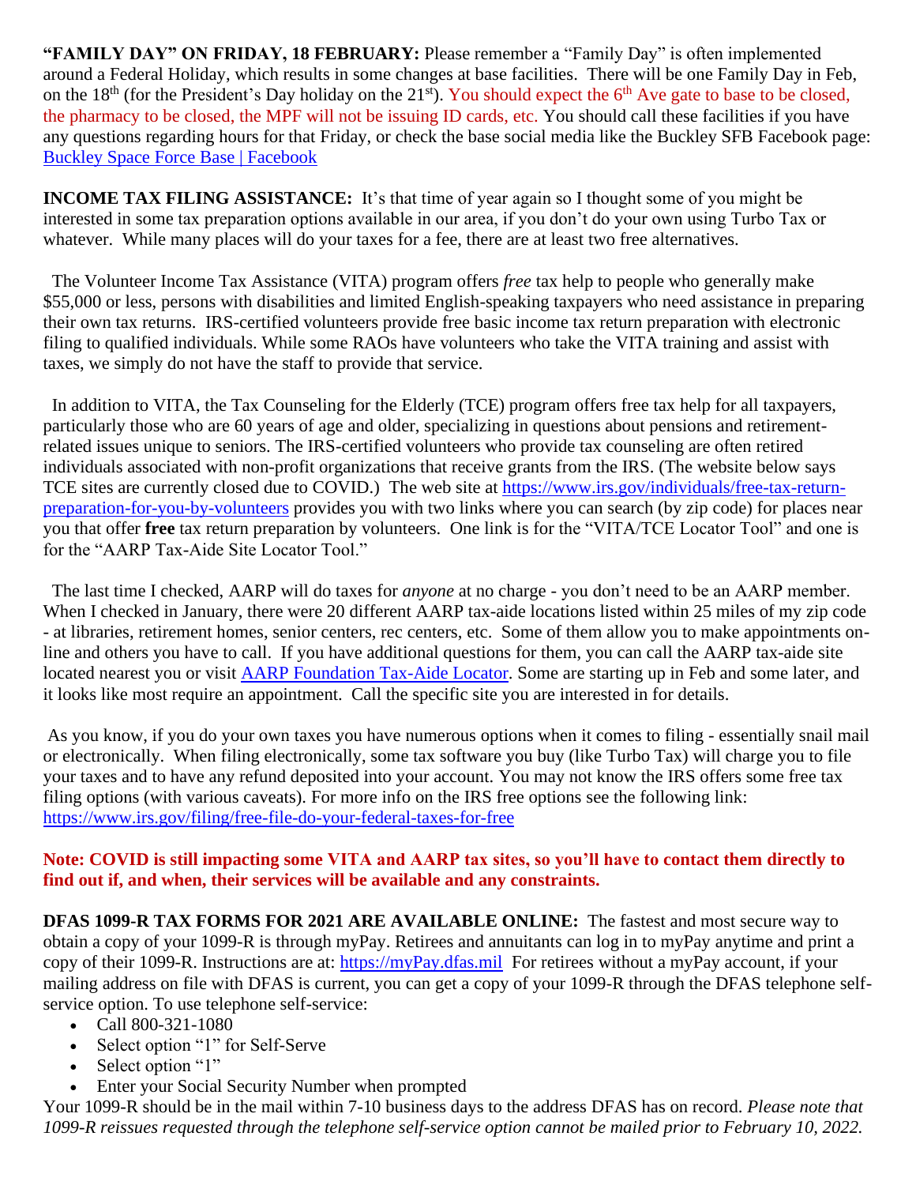**"FAMILY DAY" ON FRIDAY, 18 FEBRUARY:** Please remember a "Family Day" is often implemented around a Federal Holiday, which results in some changes at base facilities. There will be one Family Day in Feb, on the 18th (for the President's Day holiday on the 21st). You should expect the 6th Ave gate to base to be closed, the pharmacy to be closed, the MPF will not be issuing ID cards, etc. You should call these facilities if you have any questions regarding hours for that Friday, or check the base social media like the Buckley SFB Facebook page: [Buckley Space Force Base | Facebook]

**INCOME TAX FILING ASSISTANCE:** It's that time of year again so I thought some of you might be interested in some tax preparation options available in our area, if you don't do your own using Turbo Tax or whatever. While many places will do your taxes for a fee, there are at least two free alternatives.

The Volunteer Income Tax Assistance (VITA) program offers *free* tax help to people who generally make $55,000 or less, persons with disabilities and limited English-speaking taxpayers who need assistance in preparing their own tax returns. IRS-certified volunteers provide free basic income tax return preparation with electronic filing to qualified individuals. While some RAOs have volunteers who take the VITA training and assist with taxes, we simply do not have the staff to provide that service.

In addition to VITA, the Tax Counseling for the Elderly (TCE) program offers free tax help for all taxpayers, particularly those who are 60 years of age and older, specializing in questions about pensions and retirement-related issues unique to seniors. The IRS-certified volunteers who provide tax counseling are often retired individuals associated with non-profit organizations that receive grants from the IRS. (The website below says TCE sites are currently closed due to COVID.) The web site at https://www.irs.gov/individuals/free-tax-return-preparation-for-you-by-volunteers provides you with two links where you can search (by zip code) for places near you that offer **free** tax return preparation by volunteers. One link is for the "VITA/TCE Locator Tool" and one is for the "AARP Tax-Aide Site Locator Tool."

The last time I checked, AARP will do taxes for *anyone* at no charge - you don't need to be an AARP member. When I checked in January, there were 20 different AARP tax-aide locations listed within 25 miles of my zip code - at libraries, retirement homes, senior centers, rec centers, etc. Some of them allow you to make appointments on-line and others you have to call. If you have additional questions for them, you can call the AARP tax-aide site located nearest you or visit [AARP Foundation Tax-Aide Locator]. Some are starting up in Feb and some later, and it looks like most require an appointment. Call the specific site you are interested in for details.

As you know, if you do your own taxes you have numerous options when it comes to filing - essentially snail mail or electronically. When filing electronically, some tax software you buy (like Turbo Tax) will charge you to file your taxes and to have any refund deposited into your account. You may not know the IRS offers some free tax filing options (with various caveats). For more info on the IRS free options see the following link: https://www.irs.gov/filing/free-file-do-your-federal-taxes-for-free

**Note: COVID is still impacting some VITA and AARP tax sites, so you'll have to contact them directly to find out if, and when, their services will be available and any constraints.**

**DFAS 1099-R TAX FORMS FOR 2021 ARE AVAILABLE ONLINE:** The fastest and most secure way to obtain a copy of your 1099-R is through myPay. Retirees and annuitants can log in to myPay anytime and print a copy of their 1099-R. Instructions are at: https://myPay.dfas.mil For retirees without a myPay account, if your mailing address on file with DFAS is current, you can get a copy of your 1099-R through the DFAS telephone self-service option. To use telephone self-service:

- Call 800-321-1080
- Select option "1" for Self-Serve
- Select option "1"
- Enter your Social Security Number when prompted

Your 1099-R should be in the mail within 7-10 business days to the address DFAS has on record. *Please note that 1099-R reissues requested through the telephone self-service option cannot be mailed prior to February 10, 2022.*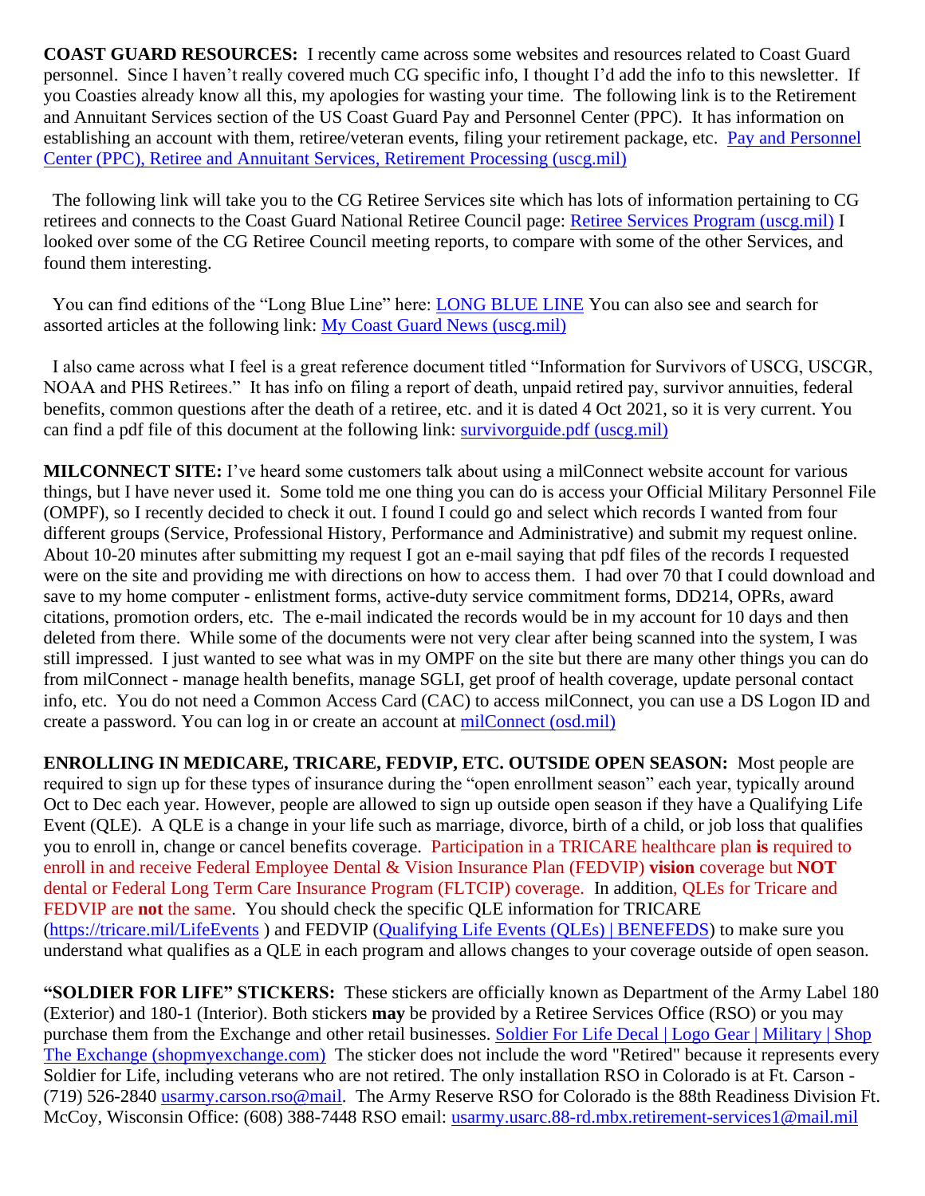**COAST GUARD RESOURCES:** I recently came across some websites and resources related to Coast Guard personnel. Since I haven't really covered much CG specific info, I thought I'd add the info to this newsletter. If you Coasties already know all this, my apologies for wasting your time. The following link is to the Retirement and Annuitant Services section of the US Coast Guard Pay and Personnel Center (PPC). It has information on establishing an account with them, retiree/veteran events, filing your retirement package, etc. Pay and Personnel Center (PPC), Retiree and Annuitant Services, Retirement Processing (uscg.mil)

The following link will take you to the CG Retiree Services site which has lots of information pertaining to CG retirees and connects to the Coast Guard National Retiree Council page: Retiree Services Program (uscg.mil) I looked over some of the CG Retiree Council meeting reports, to compare with some of the other Services, and found them interesting.

You can find editions of the "Long Blue Line" here: LONG BLUE LINE You can also see and search for assorted articles at the following link: My Coast Guard News (uscg.mil)

I also came across what I feel is a great reference document titled "Information for Survivors of USCG, USCGR, NOAA and PHS Retirees." It has info on filing a report of death, unpaid retired pay, survivor annuities, federal benefits, common questions after the death of a retiree, etc. and it is dated 4 Oct 2021, so it is very current. You can find a pdf file of this document at the following link: survivorguide.pdf (uscg.mil)

**MILCONNECT SITE:** I've heard some customers talk about using a milConnect website account for various things, but I have never used it. Some told me one thing you can do is access your Official Military Personnel File (OMPF), so I recently decided to check it out. I found I could go and select which records I wanted from four different groups (Service, Professional History, Performance and Administrative) and submit my request online. About 10-20 minutes after submitting my request I got an e-mail saying that pdf files of the records I requested were on the site and providing me with directions on how to access them. I had over 70 that I could download and save to my home computer - enlistment forms, active-duty service commitment forms, DD214, OPRs, award citations, promotion orders, etc. The e-mail indicated the records would be in my account for 10 days and then deleted from there. While some of the documents were not very clear after being scanned into the system, I was still impressed. I just wanted to see what was in my OMPF on the site but there are many other things you can do from milConnect - manage health benefits, manage SGLI, get proof of health coverage, update personal contact info, etc. You do not need a Common Access Card (CAC) to access milConnect, you can use a DS Logon ID and create a password. You can log in or create an account at milConnect (osd.mil)

**ENROLLING IN MEDICARE, TRICARE, FEDVIP, ETC. OUTSIDE OPEN SEASON:** Most people are required to sign up for these types of insurance during the "open enrollment season" each year, typically around Oct to Dec each year. However, people are allowed to sign up outside open season if they have a Qualifying Life Event (QLE). A QLE is a change in your life such as marriage, divorce, birth of a child, or job loss that qualifies you to enroll in, change or cancel benefits coverage. Participation in a TRICARE healthcare plan **is** required to enroll in and receive Federal Employee Dental & Vision Insurance Plan (FEDVIP) **vision** coverage but **NOT** dental or Federal Long Term Care Insurance Program (FLTCIP) coverage. In addition, QLEs for Tricare and FEDVIP are **not** the same. You should check the specific QLE information for TRICARE (https://tricare.mil/LifeEvents ) and FEDVIP (Qualifying Life Events (QLEs) | BENEFEDS) to make sure you understand what qualifies as a QLE in each program and allows changes to your coverage outside of open season.

**"SOLDIER FOR LIFE" STICKERS:** These stickers are officially known as Department of the Army Label 180 (Exterior) and 180-1 (Interior). Both stickers **may** be provided by a Retiree Services Office (RSO) or you may purchase them from the Exchange and other retail businesses. Soldier For Life Decal | Logo Gear | Military | Shop The Exchange (shopmyexchange.com) The sticker does not include the word "Retired" because it represents every Soldier for Life, including veterans who are not retired. The only installation RSO in Colorado is at Ft. Carson - (719) 526-2840 usarmy.carson.rso@mail. The Army Reserve RSO for Colorado is the 88th Readiness Division Ft. McCoy, Wisconsin Office: (608) 388-7448 RSO email: usarmy.usarc.88-rd.mbx.retirement-services1@mail.mil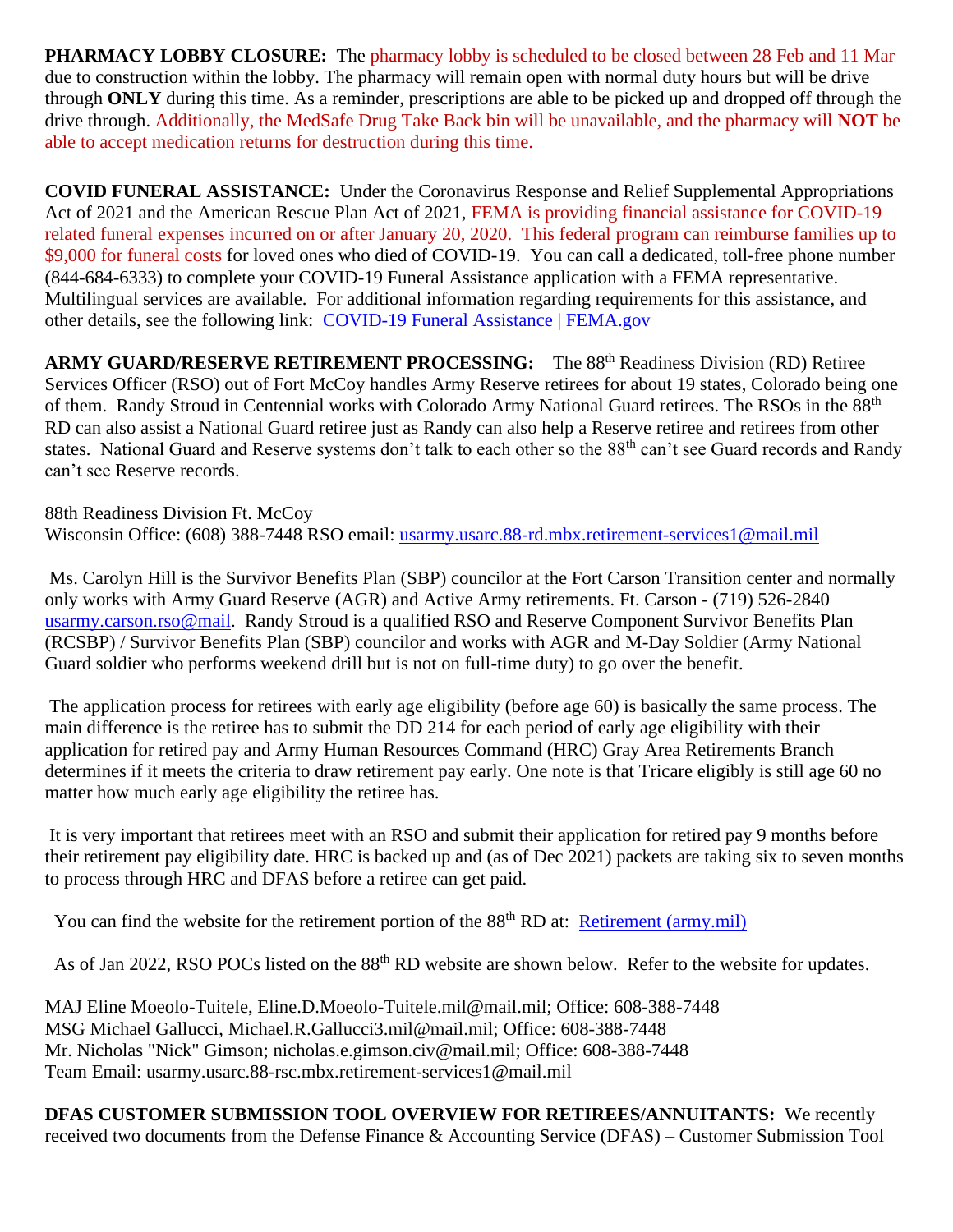**PHARMACY LOBBY CLOSURE:** The pharmacy lobby is scheduled to be closed between 28 Feb and 11 Mar due to construction within the lobby. The pharmacy will remain open with normal duty hours but will be drive through **ONLY** during this time. As a reminder, prescriptions are able to be picked up and dropped off through the drive through. Additionally, the MedSafe Drug Take Back bin will be unavailable, and the pharmacy will **NOT** be able to accept medication returns for destruction during this time.

**COVID FUNERAL ASSISTANCE:** Under the Coronavirus Response and Relief Supplemental Appropriations Act of 2021 and the American Rescue Plan Act of 2021, FEMA is providing financial assistance for COVID-19 related funeral expenses incurred on or after January 20, 2020. This federal program can reimburse families up to $9,000 for funeral costs for loved ones who died of COVID-19. You can call a dedicated, toll-free phone number (844-684-6333) to complete your COVID-19 Funeral Assistance application with a FEMA representative. Multilingual services are available. For additional information regarding requirements for this assistance, and other details, see the following link: [COVID-19 Funeral Assistance | FEMA.gov]

**ARMY GUARD/RESERVE RETIREMENT PROCESSING:** The 88th Readiness Division (RD) Retiree Services Officer (RSO) out of Fort McCoy handles Army Reserve retirees for about 19 states, Colorado being one of them. Randy Stroud in Centennial works with Colorado Army National Guard retirees. The RSOs in the 88th RD can also assist a National Guard retiree just as Randy can also help a Reserve retiree and retirees from other states. National Guard and Reserve systems don't talk to each other so the 88th can't see Guard records and Randy can't see Reserve records.

88th Readiness Division Ft. McCoy
Wisconsin Office: (608) 388-7448 RSO email: usarmy.usarc.88-rd.mbx.retirement-services1@mail.mil

Ms. Carolyn Hill is the Survivor Benefits Plan (SBP) councilor at the Fort Carson Transition center and normally only works with Army Guard Reserve (AGR) and Active Army retirements. Ft. Carson - (719) 526-2840 usarmy.carson.rso@mail. Randy Stroud is a qualified RSO and Reserve Component Survivor Benefits Plan (RCSBP) / Survivor Benefits Plan (SBP) councilor and works with AGR and M-Day Soldier (Army National Guard soldier who performs weekend drill but is not on full-time duty) to go over the benefit.

The application process for retirees with early age eligibility (before age 60) is basically the same process. The main difference is the retiree has to submit the DD 214 for each period of early age eligibility with their application for retired pay and Army Human Resources Command (HRC) Gray Area Retirements Branch determines if it meets the criteria to draw retirement pay early. One note is that Tricare eligibly is still age 60 no matter how much early age eligibility the retiree has.

It is very important that retirees meet with an RSO and submit their application for retired pay 9 months before their retirement pay eligibility date. HRC is backed up and (as of Dec 2021) packets are taking six to seven months to process through HRC and DFAS before a retiree can get paid.

You can find the website for the retirement portion of the 88th RD at: [Retirement (army.mil)]

As of Jan 2022, RSO POCs listed on the 88th RD website are shown below. Refer to the website for updates.

MAJ Eline Moeolo-Tuitele, Eline.D.Moeolo-Tuitele.mil@mail.mil; Office: 608-388-7448
MSG Michael Gallucci, Michael.R.Gallucci3.mil@mail.mil; Office: 608-388-7448
Mr. Nicholas "Nick" Gimson; nicholas.e.gimson.civ@mail.mil; Office: 608-388-7448
Team Email: usarmy.usarc.88-rsc.mbx.retirement-services1@mail.mil

**DFAS CUSTOMER SUBMISSION TOOL OVERVIEW FOR RETIREES/ANNUITANTS:** We recently received two documents from the Defense Finance & Accounting Service (DFAS) – Customer Submission Tool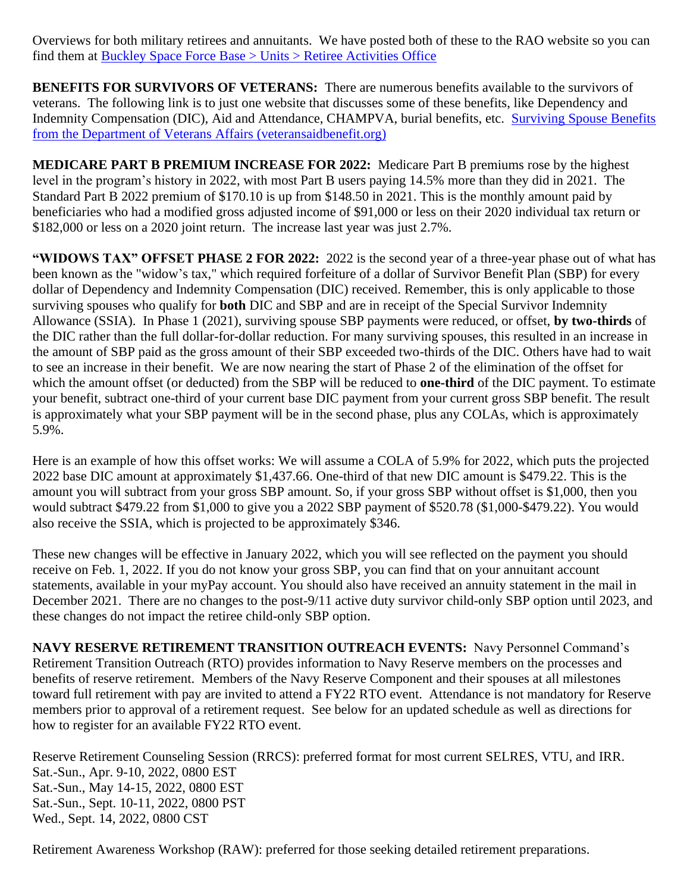Overviews for both military retirees and annuitants. We have posted both of these to the RAO website so you can find them at [Buckley Space Force Base > Units > Retiree Activities Office]

**BENEFITS FOR SURVIVORS OF VETERANS:** There are numerous benefits available to the survivors of veterans. The following link is to just one website that discusses some of these benefits, like Dependency and Indemnity Compensation (DIC), Aid and Attendance, CHAMPVA, burial benefits, etc. [Surviving Spouse Benefits from the Department of Veterans Affairs (veteransaidbenefit.org)]

**MEDICARE PART B PREMIUM INCREASE FOR 2022:** Medicare Part B premiums rose by the highest level in the program's history in 2022, with most Part B users paying 14.5% more than they did in 2021. The Standard Part B 2022 premium of $170.10 is up from $148.50 in 2021. This is the monthly amount paid by beneficiaries who had a modified gross adjusted income of $91,000 or less on their 2020 individual tax return or $182,000 or less on a 2020 joint return. The increase last year was just 2.7%.

**"WIDOWS TAX" OFFSET PHASE 2 FOR 2022:** 2022 is the second year of a three-year phase out of what has been known as the "widow's tax," which required forfeiture of a dollar of Survivor Benefit Plan (SBP) for every dollar of Dependency and Indemnity Compensation (DIC) received. Remember, this is only applicable to those surviving spouses who qualify for **both** DIC and SBP and are in receipt of the Special Survivor Indemnity Allowance (SSIA). In Phase 1 (2021), surviving spouse SBP payments were reduced, or offset, **by two-thirds** of the DIC rather than the full dollar-for-dollar reduction. For many surviving spouses, this resulted in an increase in the amount of SBP paid as the gross amount of their SBP exceeded two-thirds of the DIC. Others have had to wait to see an increase in their benefit. We are now nearing the start of Phase 2 of the elimination of the offset for which the amount offset (or deducted) from the SBP will be reduced to **one-third** of the DIC payment. To estimate your benefit, subtract one-third of your current base DIC payment from your current gross SBP benefit. The result is approximately what your SBP payment will be in the second phase, plus any COLAs, which is approximately 5.9%.

Here is an example of how this offset works: We will assume a COLA of 5.9% for 2022, which puts the projected 2022 base DIC amount at approximately $1,437.66. One-third of that new DIC amount is $479.22. This is the amount you will subtract from your gross SBP amount. So, if your gross SBP without offset is $1,000, then you would subtract $479.22 from $1,000 to give you a 2022 SBP payment of $520.78 ($1,000-$479.22). You would also receive the SSIA, which is projected to be approximately $346.

These new changes will be effective in January 2022, which you will see reflected on the payment you should receive on Feb. 1, 2022. If you do not know your gross SBP, you can find that on your annuitant account statements, available in your myPay account. You should also have received an annuity statement in the mail in December 2021. There are no changes to the post-9/11 active duty survivor child-only SBP option until 2023, and these changes do not impact the retiree child-only SBP option.

**NAVY RESERVE RETIREMENT TRANSITION OUTREACH EVENTS:** Navy Personnel Command's Retirement Transition Outreach (RTO) provides information to Navy Reserve members on the processes and benefits of reserve retirement. Members of the Navy Reserve Component and their spouses at all milestones toward full retirement with pay are invited to attend a FY22 RTO event. Attendance is not mandatory for Reserve members prior to approval of a retirement request. See below for an updated schedule as well as directions for how to register for an available FY22 RTO event.

Reserve Retirement Counseling Session (RRCS): preferred format for most current SELRES, VTU, and IRR.
Sat.-Sun., Apr. 9-10, 2022, 0800 EST
Sat.-Sun., May 14-15, 2022, 0800 EST
Sat.-Sun., Sept. 10-11, 2022, 0800 PST
Wed., Sept. 14, 2022, 0800 CST

Retirement Awareness Workshop (RAW): preferred for those seeking detailed retirement preparations.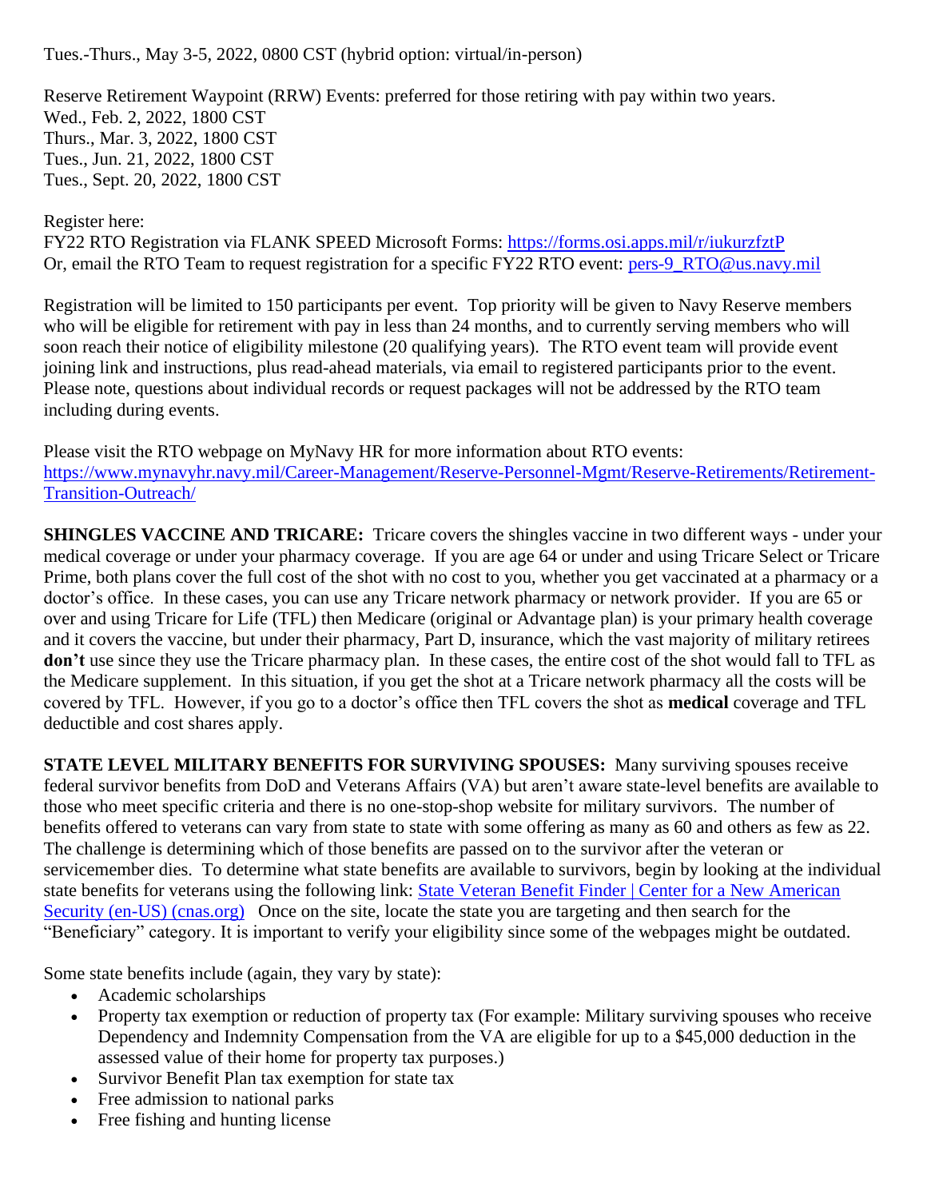Tues.-Thurs., May 3-5, 2022, 0800 CST (hybrid option: virtual/in-person)

Reserve Retirement Waypoint (RRW) Events: preferred for those retiring with pay within two years.
Wed., Feb. 2, 2022, 1800 CST
Thurs., Mar. 3, 2022, 1800 CST
Tues., Jun. 21, 2022, 1800 CST
Tues., Sept. 20, 2022, 1800 CST

Register here:
FY22 RTO Registration via FLANK SPEED Microsoft Forms: https://forms.osi.apps.mil/r/iukurzfztP
Or, email the RTO Team to request registration for a specific FY22 RTO event: pers-9_RTO@us.navy.mil

Registration will be limited to 150 participants per event. Top priority will be given to Navy Reserve members who will be eligible for retirement with pay in less than 24 months, and to currently serving members who will soon reach their notice of eligibility milestone (20 qualifying years). The RTO event team will provide event joining link and instructions, plus read-ahead materials, via email to registered participants prior to the event. Please note, questions about individual records or request packages will not be addressed by the RTO team including during events.

Please visit the RTO webpage on MyNavy HR for more information about RTO events:
https://www.mynavyhr.navy.mil/Career-Management/Reserve-Personnel-Mgmt/Reserve-Retirements/Retirement-Transition-Outreach/

**SHINGLES VACCINE AND TRICARE:** Tricare covers the shingles vaccine in two different ways - under your medical coverage or under your pharmacy coverage. If you are age 64 or under and using Tricare Select or Tricare Prime, both plans cover the full cost of the shot with no cost to you, whether you get vaccinated at a pharmacy or a doctor's office. In these cases, you can use any Tricare network pharmacy or network provider. If you are 65 or over and using Tricare for Life (TFL) then Medicare (original or Advantage plan) is your primary health coverage and it covers the vaccine, but under their pharmacy, Part D, insurance, which the vast majority of military retirees **don't** use since they use the Tricare pharmacy plan. In these cases, the entire cost of the shot would fall to TFL as the Medicare supplement. In this situation, if you get the shot at a Tricare network pharmacy all the costs will be covered by TFL. However, if you go to a doctor's office then TFL covers the shot as **medical** coverage and TFL deductible and cost shares apply.

**STATE LEVEL MILITARY BENEFITS FOR SURVIVING SPOUSES:** Many surviving spouses receive federal survivor benefits from DoD and Veterans Affairs (VA) but aren't aware state-level benefits are available to those who meet specific criteria and there is no one-stop-shop website for military survivors. The number of benefits offered to veterans can vary from state to state with some offering as many as 60 and others as few as 22. The challenge is determining which of those benefits are passed on to the survivor after the veteran or servicemember dies. To determine what state benefits are available to survivors, begin by looking at the individual state benefits for veterans using the following link: State Veteran Benefit Finder | Center for a New American Security (en-US) (cnas.org) Once on the site, locate the state you are targeting and then search for the "Beneficiary" category. It is important to verify your eligibility since some of the webpages might be outdated.

Some state benefits include (again, they vary by state):

- Academic scholarships
- Property tax exemption or reduction of property tax (For example: Military surviving spouses who receive Dependency and Indemnity Compensation from the VA are eligible for up to a $45,000 deduction in the assessed value of their home for property tax purposes.)
- Survivor Benefit Plan tax exemption for state tax
- Free admission to national parks
- Free fishing and hunting license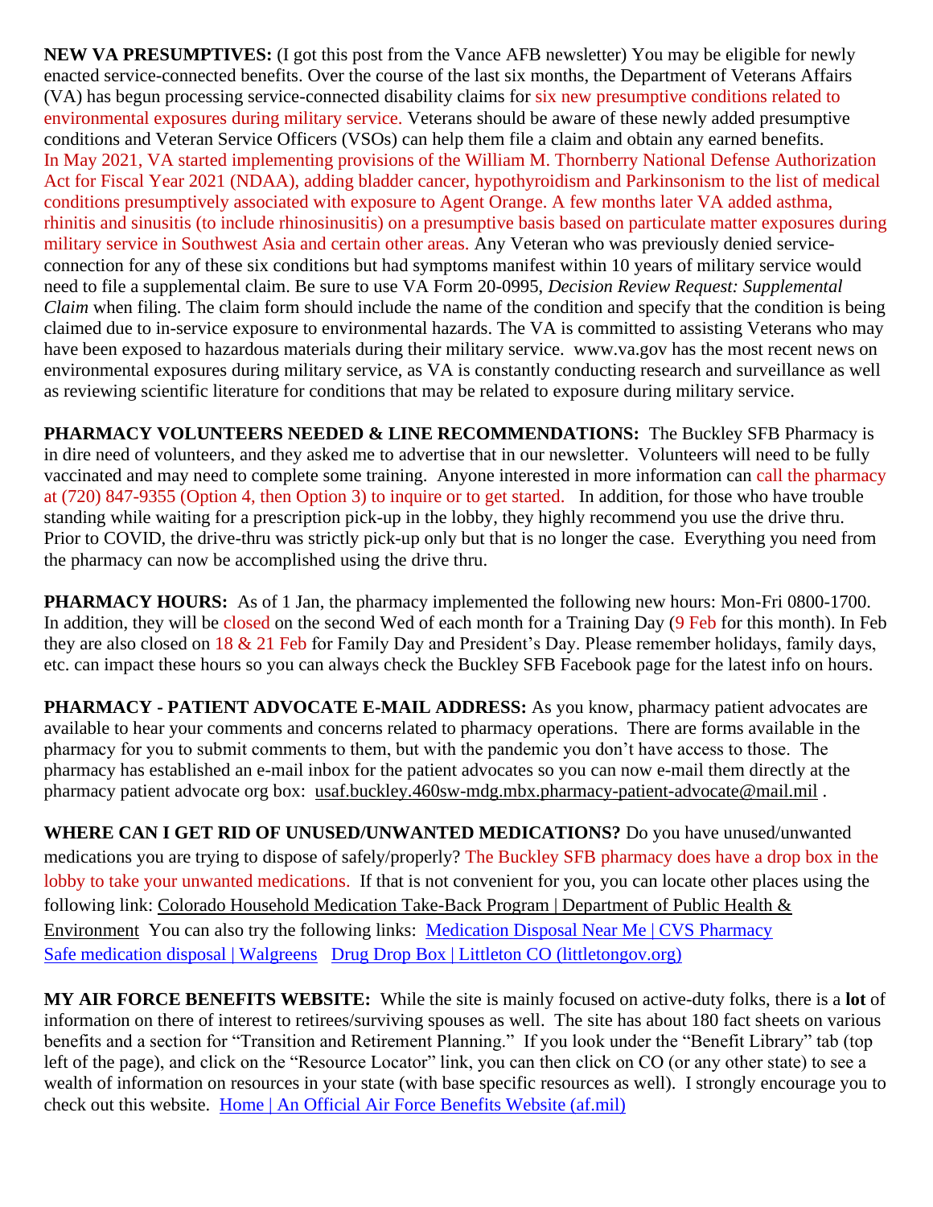**NEW VA PRESUMPTIVES:** (I got this post from the Vance AFB newsletter) You may be eligible for newly enacted service-connected benefits. Over the course of the last six months, the Department of Veterans Affairs (VA) has begun processing service-connected disability claims for six new presumptive conditions related to environmental exposures during military service. Veterans should be aware of these newly added presumptive conditions and Veteran Service Officers (VSOs) can help them file a claim and obtain any earned benefits. In May 2021, VA started implementing provisions of the William M. Thornberry National Defense Authorization Act for Fiscal Year 2021 (NDAA), adding bladder cancer, hypothyroidism and Parkinsonism to the list of medical conditions presumptively associated with exposure to Agent Orange. A few months later VA added asthma, rhinitis and sinusitis (to include rhinosinusitis) on a presumptive basis based on particulate matter exposures during military service in Southwest Asia and certain other areas. Any Veteran who was previously denied service-connection for any of these six conditions but had symptoms manifest within 10 years of military service would need to file a supplemental claim. Be sure to use VA Form 20-0995, *Decision Review Request: Supplemental Claim* when filing. The claim form should include the name of the condition and specify that the condition is being claimed due to in-service exposure to environmental hazards. The VA is committed to assisting Veterans who may have been exposed to hazardous materials during their military service. www.va.gov has the most recent news on environmental exposures during military service, as VA is constantly conducting research and surveillance as well as reviewing scientific literature for conditions that may be related to exposure during military service.

**PHARMACY VOLUNTEERS NEEDED & LINE RECOMMENDATIONS:** The Buckley SFB Pharmacy is in dire need of volunteers, and they asked me to advertise that in our newsletter. Volunteers will need to be fully vaccinated and may need to complete some training. Anyone interested in more information can call the pharmacy at (720) 847-9355 (Option 4, then Option 3) to inquire or to get started. In addition, for those who have trouble standing while waiting for a prescription pick-up in the lobby, they highly recommend you use the drive thru. Prior to COVID, the drive-thru was strictly pick-up only but that is no longer the case. Everything you need from the pharmacy can now be accomplished using the drive thru.

**PHARMACY HOURS:** As of 1 Jan, the pharmacy implemented the following new hours: Mon-Fri 0800-1700. In addition, they will be closed on the second Wed of each month for a Training Day (9 Feb for this month). In Feb they are also closed on 18 & 21 Feb for Family Day and President's Day. Please remember holidays, family days, etc. can impact these hours so you can always check the Buckley SFB Facebook page for the latest info on hours.

**PHARMACY - PATIENT ADVOCATE E-MAIL ADDRESS:** As you know, pharmacy patient advocates are available to hear your comments and concerns related to pharmacy operations. There are forms available in the pharmacy for you to submit comments to them, but with the pandemic you don't have access to those. The pharmacy has established an e-mail inbox for the patient advocates so you can now e-mail them directly at the pharmacy patient advocate org box: usaf.buckley.460sw-mdg.mbx.pharmacy-patient-advocate@mail.mil .

**WHERE CAN I GET RID OF UNUSED/UNWANTED MEDICATIONS?** Do you have unused/unwanted medications you are trying to dispose of safely/properly? The Buckley SFB pharmacy does have a drop box in the lobby to take your unwanted medications. If that is not convenient for you, you can locate other places using the following link: Colorado Household Medication Take-Back Program | Department of Public Health & Environment You can also try the following links: Medication Disposal Near Me | CVS Pharmacy Safe medication disposal | Walgreens Drug Drop Box | Littleton CO (littletongov.org)

**MY AIR FORCE BENEFITS WEBSITE:** While the site is mainly focused on active-duty folks, there is a **lot** of information on there of interest to retirees/surviving spouses as well. The site has about 180 fact sheets on various benefits and a section for "Transition and Retirement Planning." If you look under the "Benefit Library" tab (top left of the page), and click on the "Resource Locator" link, you can then click on CO (or any other state) to see a wealth of information on resources in your state (with base specific resources as well). I strongly encourage you to check out this website. Home | An Official Air Force Benefits Website (af.mil)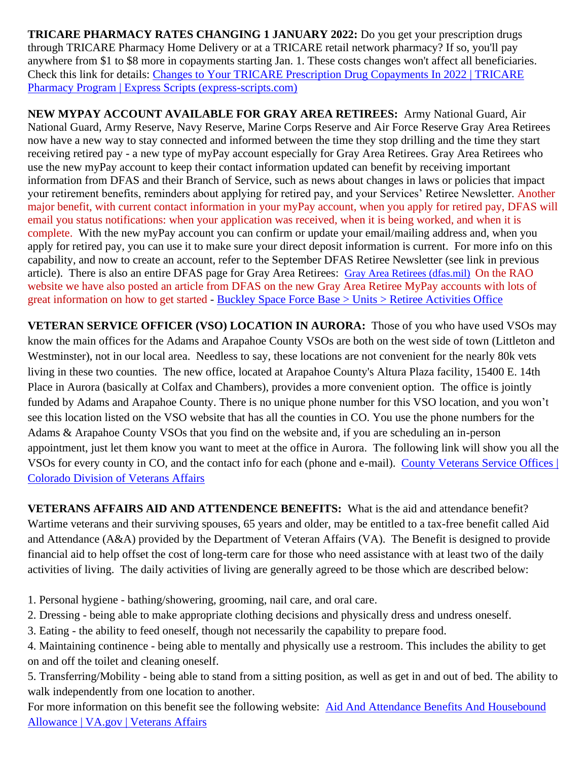**TRICARE PHARMACY RATES CHANGING 1 JANUARY 2022:** Do you get your prescription drugs through TRICARE Pharmacy Home Delivery or at a TRICARE retail network pharmacy? If so, you'll pay anywhere from $1 to $8 more in copayments starting Jan. 1. These costs changes won't affect all beneficiaries. Check this link for details: Changes to Your TRICARE Prescription Drug Copayments In 2022 | TRICARE Pharmacy Program | Express Scripts (express-scripts.com)

**NEW MYPAY ACCOUNT AVAILABLE FOR GRAY AREA RETIREES:** Army National Guard, Air National Guard, Army Reserve, Navy Reserve, Marine Corps Reserve and Air Force Reserve Gray Area Retirees now have a new way to stay connected and informed between the time they stop drilling and the time they start receiving retired pay - a new type of myPay account especially for Gray Area Retirees. Gray Area Retirees who use the new myPay account to keep their contact information updated can benefit by receiving important information from DFAS and their Branch of Service, such as news about changes in laws or policies that impact your retirement benefits, reminders about applying for retired pay, and your Services' Retiree Newsletter. Another major benefit, with current contact information in your myPay account, when you apply for retired pay, DFAS will email you status notifications: when your application was received, when it is being worked, and when it is complete. With the new myPay account you can confirm or update your email/mailing address and, when you apply for retired pay, you can use it to make sure your direct deposit information is current. For more info on this capability, and now to create an account, refer to the September DFAS Retiree Newsletter (see link in previous article). There is also an entire DFAS page for Gray Area Retirees: Gray Area Retirees (dfas.mil) On the RAO website we have also posted an article from DFAS on the new Gray Area Retiree MyPay accounts with lots of great information on how to get started - Buckley Space Force Base > Units > Retiree Activities Office

**VETERAN SERVICE OFFICER (VSO) LOCATION IN AURORA:** Those of you who have used VSOs may know the main offices for the Adams and Arapahoe County VSOs are both on the west side of town (Littleton and Westminster), not in our local area. Needless to say, these locations are not convenient for the nearly 80k vets living in these two counties. The new office, located at Arapahoe County's Altura Plaza facility, 15400 E. 14th Place in Aurora (basically at Colfax and Chambers), provides a more convenient option. The office is jointly funded by Adams and Arapahoe County. There is no unique phone number for this VSO location, and you won't see this location listed on the VSO website that has all the counties in CO. You use the phone numbers for the Adams & Arapahoe County VSOs that you find on the website and, if you are scheduling an in-person appointment, just let them know you want to meet at the office in Aurora. The following link will show you all the VSOs for every county in CO, and the contact info for each (phone and e-mail). County Veterans Service Offices | Colorado Division of Veterans Affairs

**VETERANS AFFAIRS AID AND ATTENDENCE BENEFITS:** What is the aid and attendance benefit? Wartime veterans and their surviving spouses, 65 years and older, may be entitled to a tax-free benefit called Aid and Attendance (A&A) provided by the Department of Veteran Affairs (VA). The Benefit is designed to provide financial aid to help offset the cost of long-term care for those who need assistance with at least two of the daily activities of living. The daily activities of living are generally agreed to be those which are described below:

1. Personal hygiene - bathing/showering, grooming, nail care, and oral care.
2. Dressing - being able to make appropriate clothing decisions and physically dress and undress oneself.
3. Eating - the ability to feed oneself, though not necessarily the capability to prepare food.
4. Maintaining continence - being able to mentally and physically use a restroom. This includes the ability to get on and off the toilet and cleaning oneself.
5. Transferring/Mobility - being able to stand from a sitting position, as well as get in and out of bed. The ability to walk independently from one location to another.

For more information on this benefit see the following website: Aid And Attendance Benefits And Housebound Allowance | VA.gov | Veterans Affairs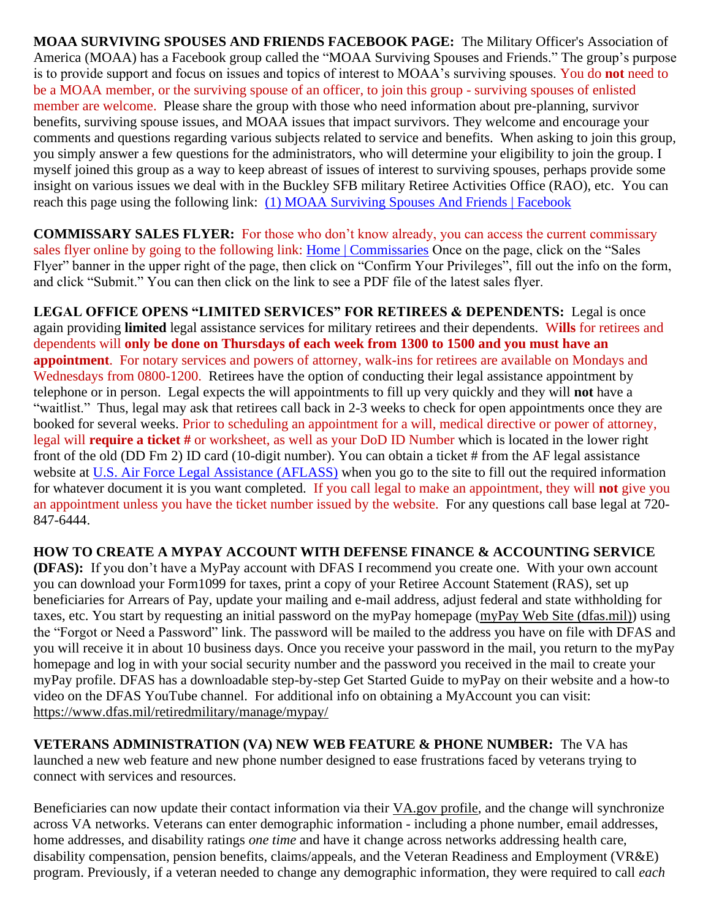**MOAA SURVIVING SPOUSES AND FRIENDS FACEBOOK PAGE:** The Military Officer's Association of America (MOAA) has a Facebook group called the "MOAA Surviving Spouses and Friends." The group's purpose is to provide support and focus on issues and topics of interest to MOAA's surviving spouses. You do **not** need to be a MOAA member, or the surviving spouse of an officer, to join this group - surviving spouses of enlisted member are welcome. Please share the group with those who need information about pre-planning, survivor benefits, surviving spouse issues, and MOAA issues that impact survivors. They welcome and encourage your comments and questions regarding various subjects related to service and benefits. When asking to join this group, you simply answer a few questions for the administrators, who will determine your eligibility to join the group. I myself joined this group as a way to keep abreast of issues of interest to surviving spouses, perhaps provide some insight on various issues we deal with in the Buckley SFB military Retiree Activities Office (RAO), etc. You can reach this page using the following link: [(1) MOAA Surviving Spouses And Friends | Facebook]

**COMMISSARY SALES FLYER:** For those who don't know already, you can access the current commissary sales flyer online by going to the following link: [Home | Commissaries] Once on the page, click on the "Sales Flyer" banner in the upper right of the page, then click on "Confirm Your Privileges", fill out the info on the form, and click "Submit." You can then click on the link to see a PDF file of the latest sales flyer.

**LEGAL OFFICE OPENS "LIMITED SERVICES" FOR RETIREES & DEPENDENTS:** Legal is once again providing **limited** legal assistance services for military retirees and their dependents. W**ills** for retirees and dependents will **only be done on Thursdays of each week from 1300 to 1500 and you must have an appointment**. For notary services and powers of attorney, walk-ins for retirees are available on Mondays and Wednesdays from 0800-1200. Retirees have the option of conducting their legal assistance appointment by telephone or in person. Legal expects the will appointments to fill up very quickly and they will **not** have a "waitlist." Thus, legal may ask that retirees call back in 2-3 weeks to check for open appointments once they are booked for several weeks. Prior to scheduling an appointment for a will, medical directive or power of attorney, legal will **require a ticket #** or worksheet, as well as your DoD ID Number which is located in the lower right front of the old (DD Fm 2) ID card (10-digit number). You can obtain a ticket # from the AF legal assistance website at [U.S. Air Force Legal Assistance (AFLASS)] when you go to the site to fill out the required information for whatever document it is you want completed. If you call legal to make an appointment, they will **not** give you an appointment unless you have the ticket number issued by the website. For any questions call base legal at 720-847-6444.

**HOW TO CREATE A MYPAY ACCOUNT WITH DEFENSE FINANCE & ACCOUNTING SERVICE (DFAS):** If you don't have a MyPay account with DFAS I recommend you create one. With your own account you can download your Form1099 for taxes, print a copy of your Retiree Account Statement (RAS), set up beneficiaries for Arrears of Pay, update your mailing and e-mail address, adjust federal and state withholding for taxes, etc. You start by requesting an initial password on the myPay homepage ([myPay Web Site (dfas.mil)]) using the "Forgot or Need a Password" link. The password will be mailed to the address you have on file with DFAS and you will receive it in about 10 business days. Once you receive your password in the mail, you return to the myPay homepage and log in with your social security number and the password you received in the mail to create your myPay profile. DFAS has a downloadable step-by-step Get Started Guide to myPay on their website and a how-to video on the DFAS YouTube channel. For additional info on obtaining a MyAccount you can visit: https://www.dfas.mil/retiredmilitary/manage/mypay/

**VETERANS ADMINISTRATION (VA) NEW WEB FEATURE & PHONE NUMBER:** The VA has launched a new web feature and new phone number designed to ease frustrations faced by veterans trying to connect with services and resources.

Beneficiaries can now update their contact information via their [VA.gov profile], and the change will synchronize across VA networks. Veterans can enter demographic information - including a phone number, email addresses, home addresses, and disability ratings *one time* and have it change across networks addressing health care, disability compensation, pension benefits, claims/appeals, and the Veteran Readiness and Employment (VR&E) program. Previously, if a veteran needed to change any demographic information, they were required to call *each*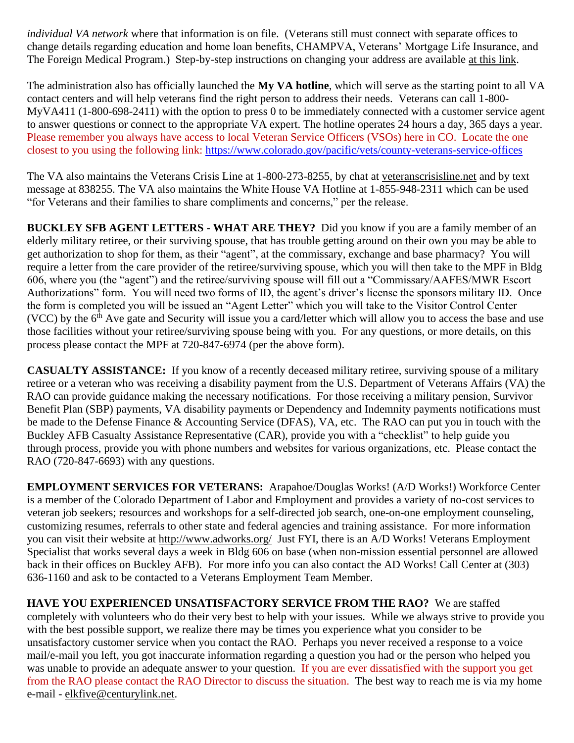*individual VA network* where that information is on file. (Veterans still must connect with separate offices to change details regarding education and home loan benefits, CHAMPVA, Veterans' Mortgage Life Insurance, and The Foreign Medical Program.) Step-by-step instructions on changing your address are available at this link.

The administration also has officially launched the **My VA hotline**, which will serve as the starting point to all VA contact centers and will help veterans find the right person to address their needs. Veterans can call 1-800-MyVA411 (1-800-698-2411) with the option to press 0 to be immediately connected with a customer service agent to answer questions or connect to the appropriate VA expert. The hotline operates 24 hours a day, 365 days a year. Please remember you always have access to local Veteran Service Officers (VSOs) here in CO. Locate the one closest to you using the following link: https://www.colorado.gov/pacific/vets/county-veterans-service-offices

The VA also maintains the Veterans Crisis Line at 1-800-273-8255, by chat at veteranscrisisline.net and by text message at 838255. The VA also maintains the White House VA Hotline at 1-855-948-2311 which can be used "for Veterans and their families to share compliments and concerns," per the release.

**BUCKLEY SFB AGENT LETTERS - WHAT ARE THEY?** Did you know if you are a family member of an elderly military retiree, or their surviving spouse, that has trouble getting around on their own you may be able to get authorization to shop for them, as their "agent", at the commissary, exchange and base pharmacy? You will require a letter from the care provider of the retiree/surviving spouse, which you will then take to the MPF in Bldg 606, where you (the "agent") and the retiree/surviving spouse will fill out a "Commissary/AAFES/MWR Escort Authorizations" form. You will need two forms of ID, the agent's driver's license the sponsors military ID. Once the form is completed you will be issued an "Agent Letter" which you will take to the Visitor Control Center (VCC) by the 6th Ave gate and Security will issue you a card/letter which will allow you to access the base and use those facilities without your retiree/surviving spouse being with you. For any questions, or more details, on this process please contact the MPF at 720-847-6974 (per the above form).

**CASUALTY ASSISTANCE:** If you know of a recently deceased military retiree, surviving spouse of a military retiree or a veteran who was receiving a disability payment from the U.S. Department of Veterans Affairs (VA) the RAO can provide guidance making the necessary notifications. For those receiving a military pension, Survivor Benefit Plan (SBP) payments, VA disability payments or Dependency and Indemnity payments notifications must be made to the Defense Finance & Accounting Service (DFAS), VA, etc. The RAO can put you in touch with the Buckley AFB Casualty Assistance Representative (CAR), provide you with a "checklist" to help guide you through process, provide you with phone numbers and websites for various organizations, etc. Please contact the RAO (720-847-6693) with any questions.

**EMPLOYMENT SERVICES FOR VETERANS:** Arapahoe/Douglas Works! (A/D Works!) Workforce Center is a member of the Colorado Department of Labor and Employment and provides a variety of no-cost services to veteran job seekers; resources and workshops for a self-directed job search, one-on-one employment counseling, customizing resumes, referrals to other state and federal agencies and training assistance. For more information you can visit their website at http://www.adworks.org/ Just FYI, there is an A/D Works! Veterans Employment Specialist that works several days a week in Bldg 606 on base (when non-mission essential personnel are allowed back in their offices on Buckley AFB). For more info you can also contact the AD Works! Call Center at (303) 636-1160 and ask to be contacted to a Veterans Employment Team Member.

**HAVE YOU EXPERIENCED UNSATISFACTORY SERVICE FROM THE RAO?** We are staffed completely with volunteers who do their very best to help with your issues. While we always strive to provide you with the best possible support, we realize there may be times you experience what you consider to be unsatisfactory customer service when you contact the RAO. Perhaps you never received a response to a voice mail/e-mail you left, you got inaccurate information regarding a question you had or the person who helped you was unable to provide an adequate answer to your question. If you are ever dissatisfied with the support you get from the RAO please contact the RAO Director to discuss the situation. The best way to reach me is via my home e-mail - elkfive@centurylink.net.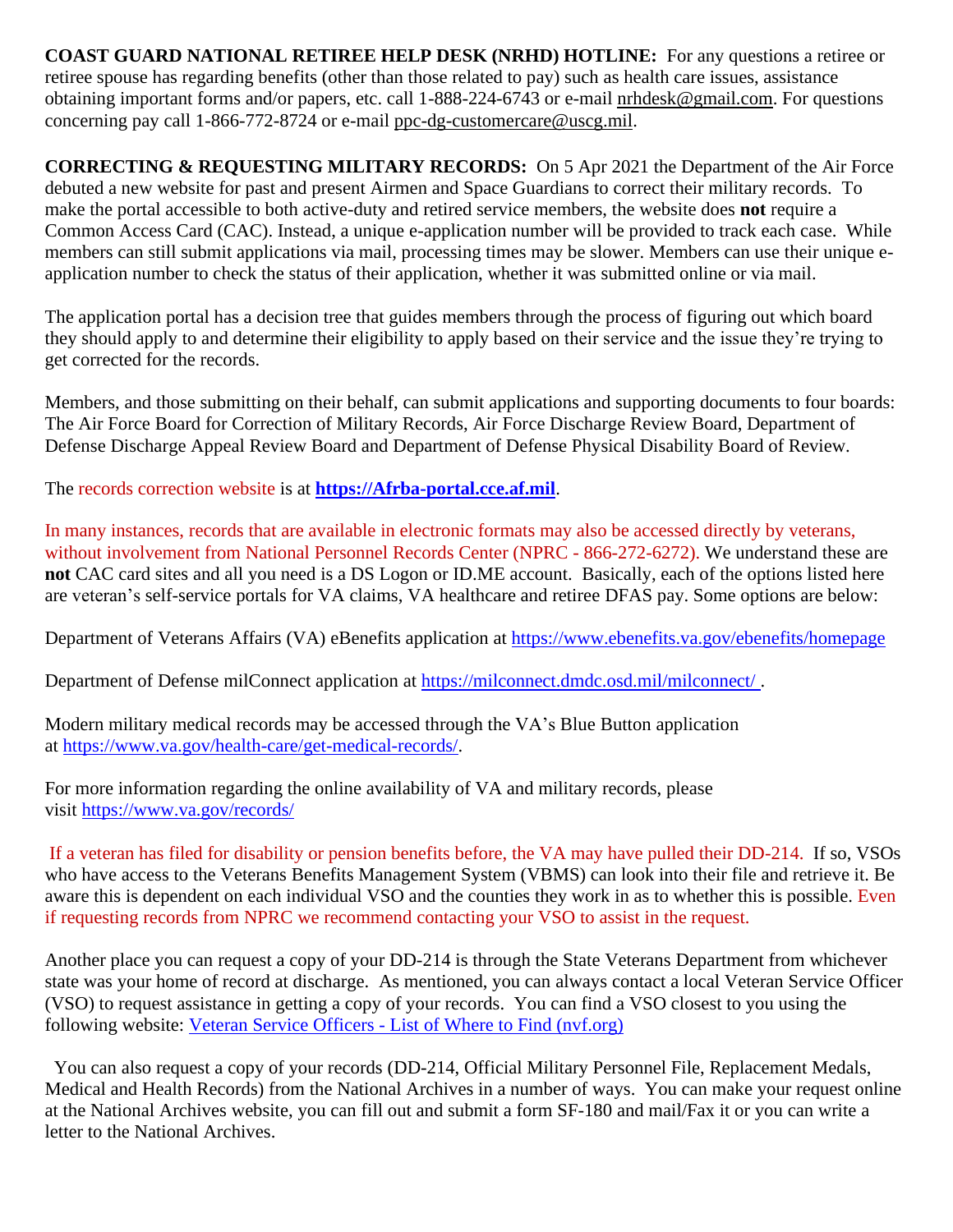**COAST GUARD NATIONAL RETIREE HELP DESK (NRHD) HOTLINE:** For any questions a retiree or retiree spouse has regarding benefits (other than those related to pay) such as health care issues, assistance obtaining important forms and/or papers, etc. call 1-888-224-6743 or e-mail nrhdesk@gmail.com. For questions concerning pay call 1-866-772-8724 or e-mail ppc-dg-customercare@uscg.mil.

**CORRECTING & REQUESTING MILITARY RECORDS:** On 5 Apr 2021 the Department of the Air Force debuted a new website for past and present Airmen and Space Guardians to correct their military records. To make the portal accessible to both active-duty and retired service members, the website does **not** require a Common Access Card (CAC). Instead, a unique e-application number will be provided to track each case. While members can still submit applications via mail, processing times may be slower. Members can use their unique e-application number to check the status of their application, whether it was submitted online or via mail.

The application portal has a decision tree that guides members through the process of figuring out which board they should apply to and determine their eligibility to apply based on their service and the issue they're trying to get corrected for the records.

Members, and those submitting on their behalf, can submit applications and supporting documents to four boards: The Air Force Board for Correction of Military Records, Air Force Discharge Review Board, Department of Defense Discharge Appeal Review Board and Department of Defense Physical Disability Board of Review.

The records correction website is at **https://Afrba-portal.cce.af.mil**.

In many instances, records that are available in electronic formats may also be accessed directly by veterans, without involvement from National Personnel Records Center (NPRC - 866-272-6272). We understand these are **not** CAC card sites and all you need is a DS Logon or ID.ME account. Basically, each of the options listed here are veteran's self-service portals for VA claims, VA healthcare and retiree DFAS pay. Some options are below:

Department of Veterans Affairs (VA) eBenefits application at https://www.ebenefits.va.gov/ebenefits/homepage

Department of Defense milConnect application at https://milconnect.dmdc.osd.mil/milconnect/ .

Modern military medical records may be accessed through the VA's Blue Button application at https://www.va.gov/health-care/get-medical-records/.

For more information regarding the online availability of VA and military records, please visit https://www.va.gov/records/

If a veteran has filed for disability or pension benefits before, the VA may have pulled their DD-214. If so, VSOs who have access to the Veterans Benefits Management System (VBMS) can look into their file and retrieve it. Be aware this is dependent on each individual VSO and the counties they work in as to whether this is possible. Even if requesting records from NPRC we recommend contacting your VSO to assist in the request.

Another place you can request a copy of your DD-214 is through the State Veterans Department from whichever state was your home of record at discharge. As mentioned, you can always contact a local Veteran Service Officer (VSO) to request assistance in getting a copy of your records. You can find a VSO closest to you using the following website: Veteran Service Officers - List of Where to Find (nvf.org)

You can also request a copy of your records (DD-214, Official Military Personnel File, Replacement Medals, Medical and Health Records) from the National Archives in a number of ways. You can make your request online at the National Archives website, you can fill out and submit a form SF-180 and mail/Fax it or you can write a letter to the National Archives.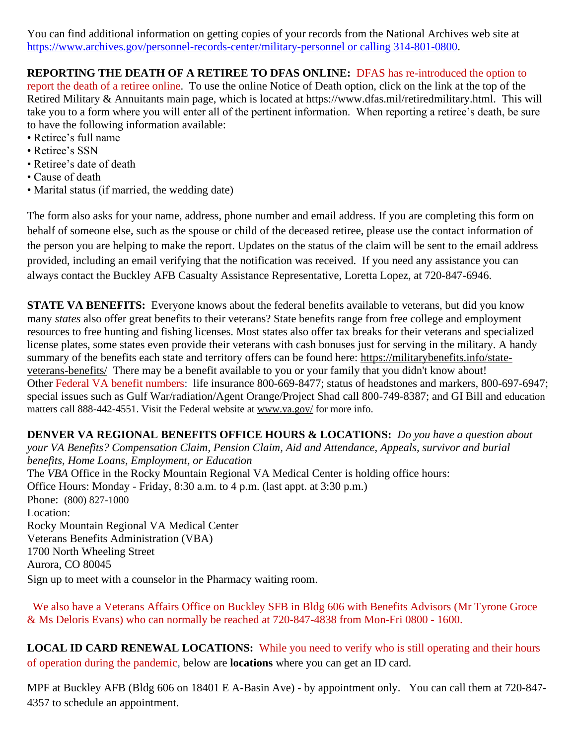You can find additional information on getting copies of your records from the National Archives web site at https://www.archives.gov/personnel-records-center/military-personnel or calling 314-801-0800.

**REPORTING THE DEATH OF A RETIREE TO DFAS ONLINE:** DFAS has re-introduced the option to report the death of a retiree online. To use the online Notice of Death option, click on the link at the top of the Retired Military & Annuitants main page, which is located at https://www.dfas.mil/retiredmilitary.html. This will take you to a form where you will enter all of the pertinent information. When reporting a retiree's death, be sure to have the following information available:

- Retiree's full name
- Retiree's SSN
- Retiree's date of death
- Cause of death
- Marital status (if married, the wedding date)

The form also asks for your name, address, phone number and email address. If you are completing this form on behalf of someone else, such as the spouse or child of the deceased retiree, please use the contact information of the person you are helping to make the report. Updates on the status of the claim will be sent to the email address provided, including an email verifying that the notification was received. If you need any assistance you can always contact the Buckley AFB Casualty Assistance Representative, Loretta Lopez, at 720-847-6946.

**STATE VA BENEFITS:** Everyone knows about the federal benefits available to veterans, but did you know many *states* also offer great benefits to their veterans? State benefits range from free college and employment resources to free hunting and fishing licenses. Most states also offer tax breaks for their veterans and specialized license plates, some states even provide their veterans with cash bonuses just for serving in the military. A handy summary of the benefits each state and territory offers can be found here: https://militarybenefits.info/state-veterans-benefits/ There may be a benefit available to you or your family that you didn't know about!
Other Federal VA benefit numbers: life insurance 800-669-8477; status of headstones and markers, 800-697-6947; special issues such as Gulf War/radiation/Agent Orange/Project Shad call 800-749-8387; and GI Bill and education matters call 888-442-4551. Visit the Federal website at www.va.gov/ for more info.

**DENVER VA REGIONAL BENEFITS OFFICE HOURS & LOCATIONS:** *Do you have a question about your VA Benefits? Compensation Claim, Pension Claim, Aid and Attendance, Appeals, survivor and burial benefits, Home Loans, Employment, or Education*
The *VBA* Office in the Rocky Mountain Regional VA Medical Center is holding office hours:
Office Hours: Monday - Friday, 8:30 a.m. to 4 p.m. (last appt. at 3:30 p.m.)
Phone: (800) 827-1000
Location:
Rocky Mountain Regional VA Medical Center
Veterans Benefits Administration (VBA)
1700 North Wheeling Street
Aurora, CO 80045
Sign up to meet with a counselor in the Pharmacy waiting room.

We also have a Veterans Affairs Office on Buckley SFB in Bldg 606 with Benefits Advisors (Mr Tyrone Groce & Ms Deloris Evans) who can normally be reached at 720-847-4838 from Mon-Fri 0800 - 1600.

**LOCAL ID CARD RENEWAL LOCATIONS:** While you need to verify who is still operating and their hours of operation during the pandemic, below are **locations** where you can get an ID card.

MPF at Buckley AFB (Bldg 606 on 18401 E A-Basin Ave) - by appointment only. You can call them at 720-847-4357 to schedule an appointment.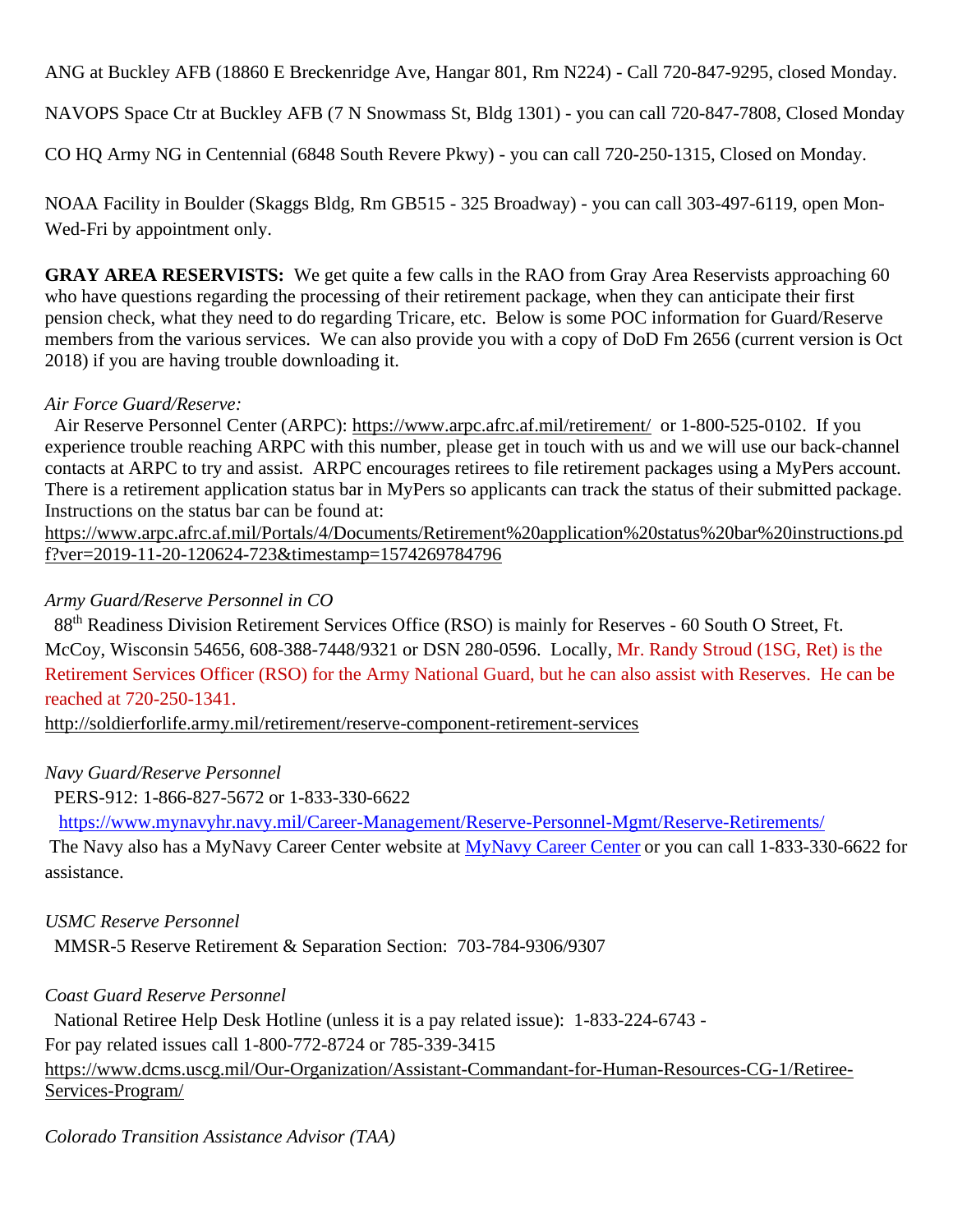ANG at Buckley AFB (18860 E Breckenridge Ave, Hangar 801, Rm N224) - Call 720-847-9295, closed Monday.

NAVOPS Space Ctr at Buckley AFB (7 N Snowmass St, Bldg 1301) - you can call 720-847-7808, Closed Monday

CO HQ Army NG in Centennial (6848 South Revere Pkwy) - you can call 720-250-1315, Closed on Monday.

NOAA Facility in Boulder (Skaggs Bldg, Rm GB515 - 325 Broadway) - you can call 303-497-6119, open Mon-Wed-Fri by appointment only.

**GRAY AREA RESERVISTS:** We get quite a few calls in the RAO from Gray Area Reservists approaching 60 who have questions regarding the processing of their retirement package, when they can anticipate their first pension check, what they need to do regarding Tricare, etc. Below is some POC information for Guard/Reserve members from the various services. We can also provide you with a copy of DoD Fm 2656 (current version is Oct 2018) if you are having trouble downloading it.

*Air Force Guard/Reserve:*

Air Reserve Personnel Center (ARPC): https://www.arpc.afrc.af.mil/retirement/ or 1-800-525-0102. If you experience trouble reaching ARPC with this number, please get in touch with us and we will use our back-channel contacts at ARPC to try and assist. ARPC encourages retirees to file retirement packages using a MyPers account. There is a retirement application status bar in MyPers so applicants can track the status of their submitted package. Instructions on the status bar can be found at:
https://www.arpc.afrc.af.mil/Portals/4/Documents/Retirement%20application%20status%20bar%20instructions.pdf?ver=2019-11-20-120624-723&timestamp=1574269784796

*Army Guard/Reserve Personnel in CO*

88th Readiness Division Retirement Services Office (RSO) is mainly for Reserves - 60 South O Street, Ft. McCoy, Wisconsin 54656, 608-388-7448/9321 or DSN 280-0596. Locally, Mr. Randy Stroud (1SG, Ret) is the Retirement Services Officer (RSO) for the Army National Guard, but he can also assist with Reserves. He can be reached at 720-250-1341.
http://soldierforlife.army.mil/retirement/reserve-component-retirement-services

*Navy Guard/Reserve Personnel*

PERS-912: 1-866-827-5672 or 1-833-330-6622
https://www.mynavyhr.navy.mil/Career-Management/Reserve-Personnel-Mgmt/Reserve-Retirements/
The Navy also has a MyNavy Career Center website at MyNavy Career Center or you can call 1-833-330-6622 for assistance.

*USMC Reserve Personnel*

MMSR-5 Reserve Retirement & Separation Section: 703-784-9306/9307

*Coast Guard Reserve Personnel*

National Retiree Help Desk Hotline (unless it is a pay related issue): 1-833-224-6743 -
For pay related issues call 1-800-772-8724 or 785-339-3415
https://www.dcms.uscg.mil/Our-Organization/Assistant-Commandant-for-Human-Resources-CG-1/Retiree-Services-Program/

*Colorado Transition Assistance Advisor (TAA)*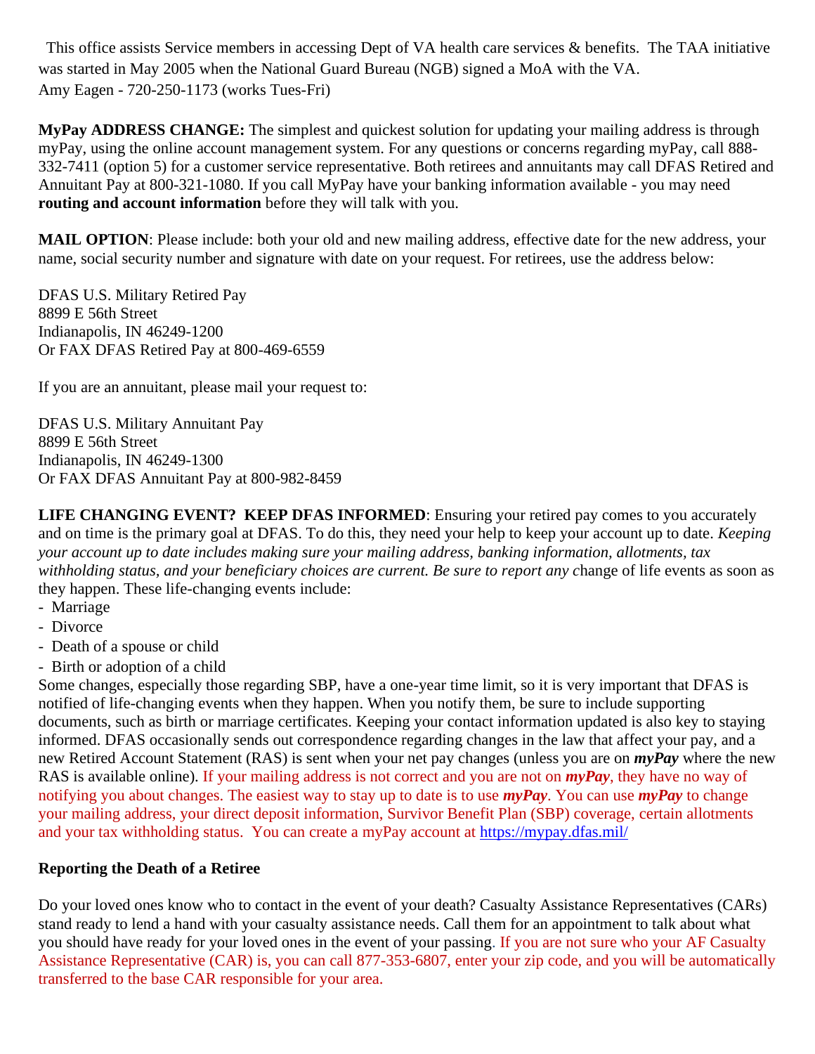This office assists Service members in accessing Dept of VA health care services & benefits. The TAA initiative was started in May 2005 when the National Guard Bureau (NGB) signed a MoA with the VA.
Amy Eagen - 720-250-1173 (works Tues-Fri)

**MyPay ADDRESS CHANGE:** The simplest and quickest solution for updating your mailing address is through myPay, using the online account management system. For any questions or concerns regarding myPay, call 888-332-7411 (option 5) for a customer service representative. Both retirees and annuitants may call DFAS Retired and Annuitant Pay at 800-321-1080. If you call MyPay have your banking information available - you may need **routing and account information** before they will talk with you.

**MAIL OPTION**: Please include: both your old and new mailing address, effective date for the new address, your name, social security number and signature with date on your request. For retirees, use the address below:

DFAS U.S. Military Retired Pay
8899 E 56th Street
Indianapolis, IN 46249-1200
Or FAX DFAS Retired Pay at 800-469-6559

If you are an annuitant, please mail your request to:

DFAS U.S. Military Annuitant Pay
8899 E 56th Street
Indianapolis, IN 46249-1300
Or FAX DFAS Annuitant Pay at 800-982-8459

**LIFE CHANGING EVENT? KEEP DFAS INFORMED**: Ensuring your retired pay comes to you accurately and on time is the primary goal at DFAS. To do this, they need your help to keep your account up to date. *Keeping your account up to date includes making sure your mailing address, banking information, allotments, tax withholding status, and your beneficiary choices are current. Be sure to report any c*hange of life events as soon as they happen. These life-changing events include:

- Marriage
- Divorce
- Death of a spouse or child
- Birth or adoption of a child

Some changes, especially those regarding SBP, have a one-year time limit, so it is very important that DFAS is notified of life-changing events when they happen. When you notify them, be sure to include supporting documents, such as birth or marriage certificates. Keeping your contact information updated is also key to staying informed. DFAS occasionally sends out correspondence regarding changes in the law that affect your pay, and a new Retired Account Statement (RAS) is sent when your net pay changes (unless you are on ***myPay*** where the new RAS is available online). If your mailing address is not correct and you are not on ***myPay***, they have no way of notifying you about changes. The easiest way to stay up to date is to use ***myPay***. You can use ***myPay*** to change your mailing address, your direct deposit information, Survivor Benefit Plan (SBP) coverage, certain allotments and your tax withholding status. You can create a myPay account at https://mypay.dfas.mil/

**Reporting the Death of a Retiree**

Do your loved ones know who to contact in the event of your death? Casualty Assistance Representatives (CARs) stand ready to lend a hand with your casualty assistance needs. Call them for an appointment to talk about what you should have ready for your loved ones in the event of your passing. If you are not sure who your AF Casualty Assistance Representative (CAR) is, you can call 877-353-6807, enter your zip code, and you will be automatically transferred to the base CAR responsible for your area.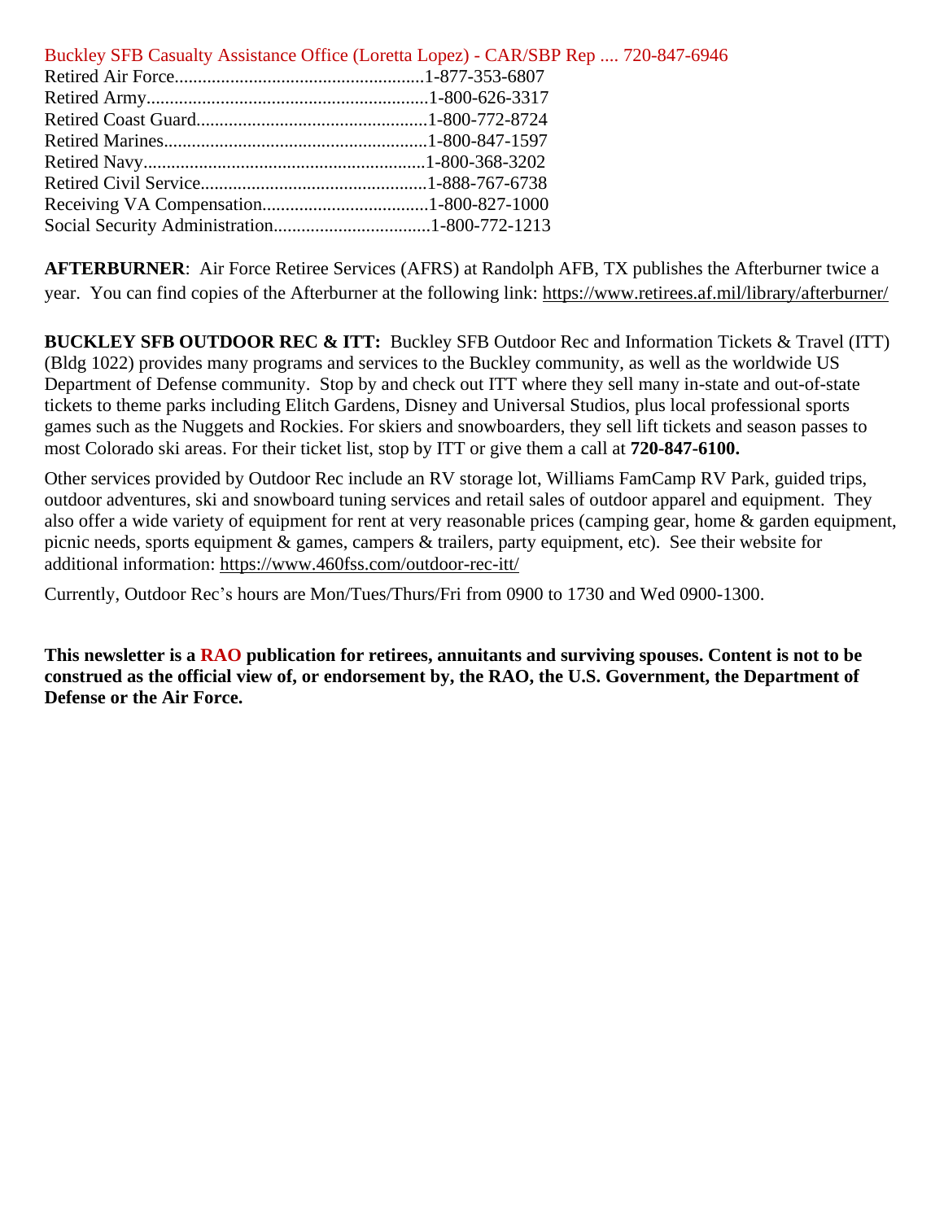Buckley SFB Casualty Assistance Office (Loretta Lopez) - CAR/SBP Rep .... 720-847-6946

Retired Air Force......................................................1-877-353-6807
Retired Army.............................................................1-800-626-3317
Retired Coast Guard..................................................1-800-772-8724
Retired Marines.........................................................1-800-847-1597
Retired Navy.............................................................1-800-368-3202
Retired Civil Service.................................................1-888-767-6738
Receiving VA Compensation....................................1-800-827-1000
Social Security Administration..................................1-800-772-1213

**AFTERBURNER**: Air Force Retiree Services (AFRS) at Randolph AFB, TX publishes the Afterburner twice a year. You can find copies of the Afterburner at the following link: https://www.retirees.af.mil/library/afterburner/

**BUCKLEY SFB OUTDOOR REC & ITT:** Buckley SFB Outdoor Rec and Information Tickets & Travel (ITT) (Bldg 1022) provides many programs and services to the Buckley community, as well as the worldwide US Department of Defense community. Stop by and check out ITT where they sell many in-state and out-of-state tickets to theme parks including Elitch Gardens, Disney and Universal Studios, plus local professional sports games such as the Nuggets and Rockies. For skiers and snowboarders, they sell lift tickets and season passes to most Colorado ski areas. For their ticket list, stop by ITT or give them a call at **720-847-6100.**

Other services provided by Outdoor Rec include an RV storage lot, Williams FamCamp RV Park, guided trips, outdoor adventures, ski and snowboard tuning services and retail sales of outdoor apparel and equipment. They also offer a wide variety of equipment for rent at very reasonable prices (camping gear, home & garden equipment, picnic needs, sports equipment & games, campers & trailers, party equipment, etc). See their website for additional information: https://www.460fss.com/outdoor-rec-itt/

Currently, Outdoor Rec's hours are Mon/Tues/Thurs/Fri from 0900 to 1730 and Wed 0900-1300.

**This newsletter is a RAO publication for retirees, annuitants and surviving spouses. Content is not to be construed as the official view of, or endorsement by, the RAO, the U.S. Government, the Department of Defense or the Air Force.**